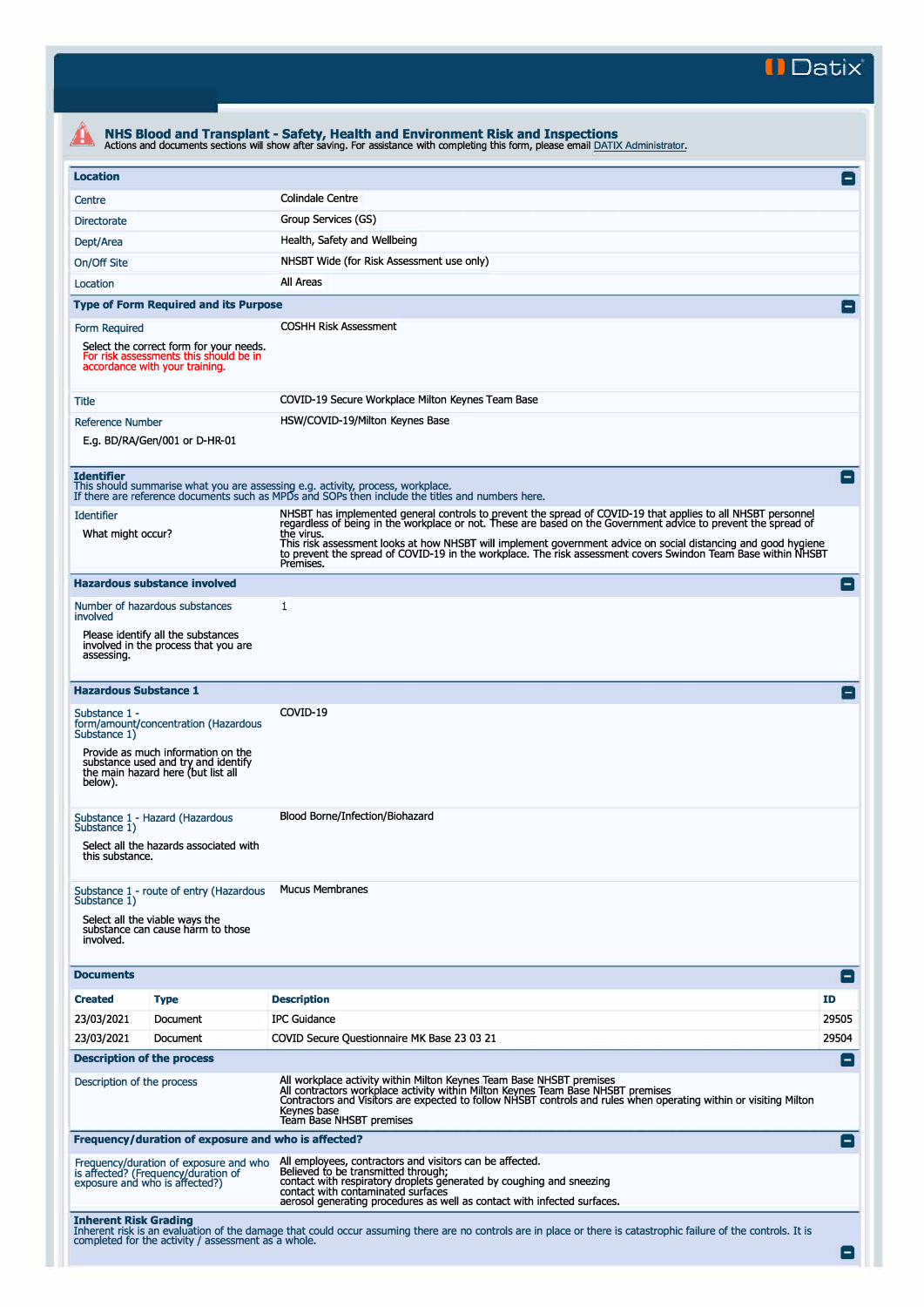Datix

# NHS Blood and Transplant - Safety, Health and Environment Risk and Inspections

Actions and documents sections will show after saving. For assistance with completing this form, please email DATIX Administrator.

## Location

| | |
|---|---|
| Centre | Colindale Centre |
| Directorate | Group Services (GS) |
| Dept/Area | Health, Safety and Wellbeing |
| On/Off Site | NHSBT Wide (for Risk Assessment use only) |
| Location | All Areas |

## Type of Form Required and its Purpose

| | |
|---|---|
| Form Required<br><br>Select the correct form for your needs. For risk assessments this should be in accordance with your training. | COSHH Risk Assessment |
| Title | COVID-19 Secure Workplace Milton Keynes Team Base |
| Reference Number<br><br>E.g. BD/RA/Gen/001 or D-HR-01 | HSW/COVID-19/Milton Keynes Base |

## Identifier

This should summarise what you are assessing e.g. activity, process, workplace.
If there are reference documents such as MPDs and SOPs then include the titles and numbers here.

| | |
|---|---|
| Identifier<br><br>What might occur? | NHSBT has implemented general controls to prevent the spread of COVID-19 that applies to all NHSBT personnel regardless of being in the workplace or not. These are based on the Government advice to prevent the spread of the virus.<br>This risk assessment looks at how NHSBT will implement government advice on social distancing and good hygiene to prevent the spread of COVID-19 in the workplace. The risk assessment covers Swindon Team Base within NHSBT Premises. |

## Hazardous substance involved

| | |
|---|---|
| Number of hazardous substances involved<br><br>Please identify all the substances involved in the process that you are assessing. | 1 |

## Hazardous Substance 1

| | |
|---|---|
| Substance 1 - form/amount/concentration (Hazardous Substance 1)<br><br>Provide as much information on the substance used and try and identify the main hazard here (but list all below). | COVID-19 |
| Substance 1 - Hazard (Hazardous Substance 1)<br><br>Select all the hazards associated with this substance. | Blood Borne/Infection/Biohazard |
| Substance 1 - route of entry (Hazardous Substance 1)<br><br>Select all the viable ways the substance can cause harm to those involved. | Mucus Membranes |

## Documents

| Created | Type | Description | ID |
|---|---|---|---|
| 23/03/2021 | Document | IPC Guidance | 29505 |
| 23/03/2021 | Document | COVID Secure Questionnaire MK Base 23 03 21 | 29504 |

## Description of the process

| | |
|---|---|
| Description of the process | All workplace activity within Milton Keynes Team Base NHSBT premises<br>All contractors workplace activity within Milton Keynes Team Base NHSBT premises<br>Contractors and Visitors are expected to follow NHSBT controls and rules when operating within or visiting Milton Keynes base<br>Team Base NHSBT premises |

## Frequency/duration of exposure and who is affected?

| | |
|---|---|
| Frequency/duration of exposure and who is affected? (Frequency/duration of exposure and who is affected?) | All employees, contractors and visitors can be affected.<br>Believed to be transmitted through;<br>contact with respiratory droplets generated by coughing and sneezing<br>contact with contaminated surfaces<br>aerosol generating procedures as well as contact with infected surfaces. |

## Inherent Risk Grading

Inherent risk is an evaluation of the damage that could occur assuming there are no controls are in place or there is catastrophic failure of the controls. It is completed for the activity / assessment as a whole.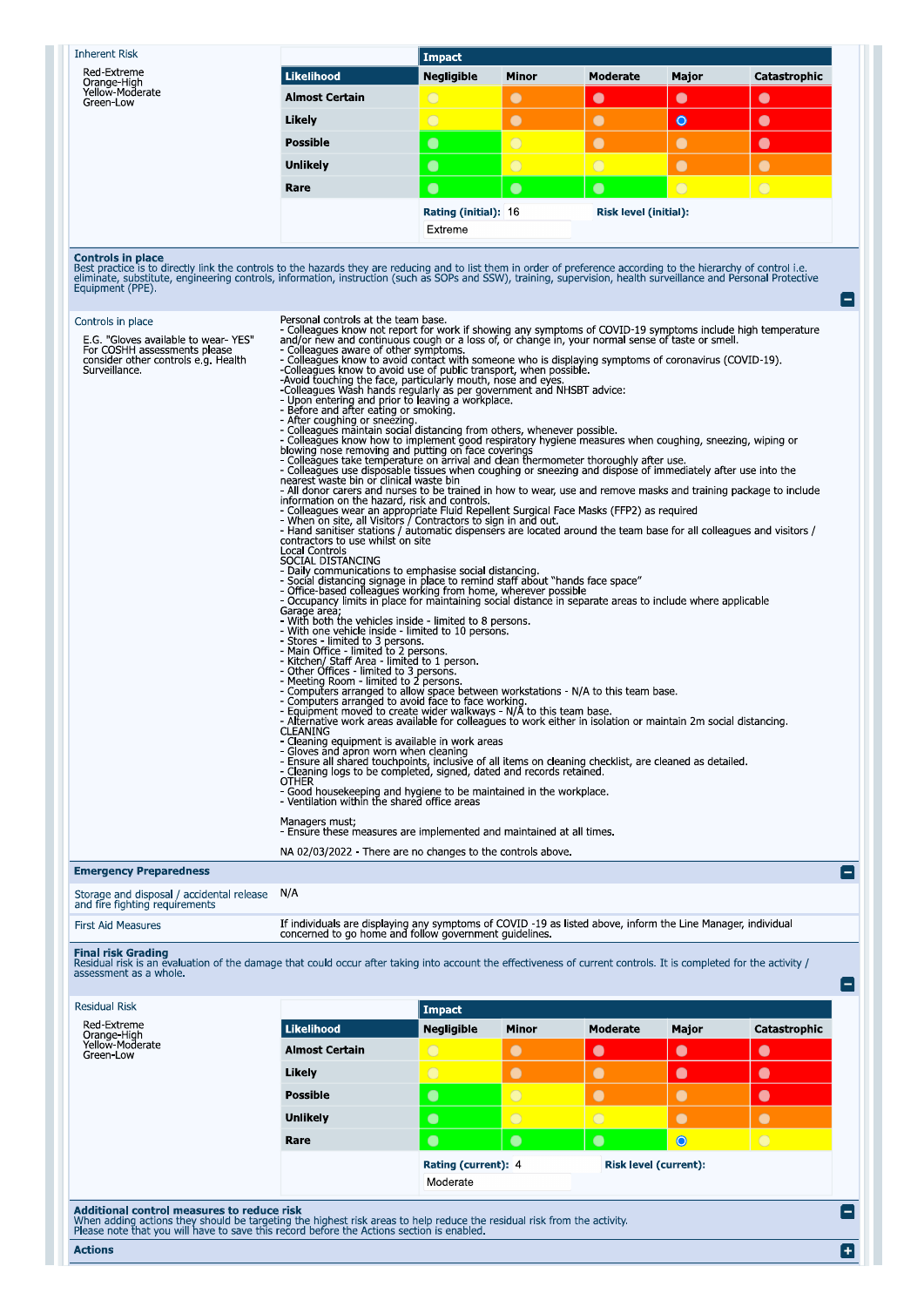## Inherent Risk

Red-Extreme
Orange-High
Yellow-Moderate
Green-Low

| | Impact | | | | |
|---|---|---|---|---|---|
| **Likelihood** | **Negligible** | **Minor** | **Moderate** | **Major** | **Catastrophic** |
| **Almost Certain** | Yellow | Orange | Red | Red | Red |
| **Likely** | Yellow | Orange | Orange | Red (selected) | Red |
| **Possible** | Green | Yellow | Orange | Orange | Red |
| **Unlikely** | Green | Yellow | Yellow | Orange | Orange |
| **Rare** | Green | Green | Green | Yellow | Yellow |

**Rating (initial):** 16 **Risk level (initial):** Extreme

## Controls in place

Best practice is to directly link the controls to the hazards they are reducing and to list them in order of preference according to the hierarchy of control i.e. eliminate, substitute, engineering controls, information, instruction (such as SOPs and SSW), training, supervision, health surveillance and Personal Protective Equipment (PPE).

**Controls in place**

E.G. "Gloves available to wear- YES" For COSHH assessments please consider other controls e.g. Health Surveillance.

Personal controls at the team base.
- Colleagues know not report for work if showing any symptoms of COVID-19 symptoms include high temperature and/or new and continuous cough or a loss of, or change in, your normal sense of taste or smell.
- Colleagues aware of other symptoms.
- Colleagues know to avoid contact with someone who is displaying symptoms of coronavirus (COVID-19).
-Colleagues know to avoid use of public transport, when possible.
-Avoid touching the face, particularly mouth, nose and eyes.
-Colleagues Wash hands regularly as per government and NHSBT advice:
- Upon entering and prior to leaving a workplace.
- Before and after eating or smoking.
- After coughing or sneezing.
- Colleagues maintain social distancing from others, whenever possible.
- Colleagues know how to implement good respiratory hygiene measures when coughing, sneezing, wiping or blowing nose removing and putting on face coverings
- Colleagues take temperature on arrival and clean thermometer thoroughly after use.
- Colleagues use disposable tissues when coughing or sneezing and dispose of immediately after use into the nearest waste bin or clinical waste bin
- All donor carers and nurses to be trained in how to wear, use and remove masks and training package to include information on the hazard, risk and controls.
- Colleagues wear an appropriate Fluid Repellent Surgical Face Masks (FFP2) as required
- When on site, all Visitors / Contractors to sign in and out.
- Hand sanitiser stations / automatic dispensers are located around the team base for all colleagues and visitors / contractors to use whilst on site
Local Controls
SOCIAL DISTANCING
- Daily communications to emphasise social distancing.
- Social distancing signage in place to remind staff about "hands face space"
- Office-based colleagues working from home, wherever possible
- Occupancy limits in place for maintaining social distance in separate areas to include where applicable
Garage area;
- With both the vehicles inside - limited to 8 persons.
- With one vehicle inside - limited to 10 persons.
- Stores - limited to 3 persons.
- Main Office - limited to 2 persons.
- Kitchen/ Staff Area - limited to 1 person.
- Other Offices - limited to 3 persons.
- Meeting Room - limited to 2 persons.
- Computers arranged to allow space between workstations - N/A to this team base.
- Computers arranged to avoid face to face working.
- Equipment moved to create wider walkways - N/A to this team base.
- Alternative work areas available for colleagues to work either in isolation or maintain 2m social distancing.
CLEANING
- Cleaning equipment is available in work areas
- Gloves and apron worn when cleaning
- Ensure all shared touchpoints, inclusive of all items on cleaning checklist, are cleaned as detailed.
- Cleaning logs to be completed, signed, dated and records retained.
OTHER
- Good housekeeping and hygiene to be maintained in the workplace.
- Ventilation within the shared office areas

Managers must;
- Ensure these measures are implemented and maintained at all times.

NA 02/03/2022 - There are no changes to the controls above.

## Emergency Preparedness

**Storage and disposal / accidental release and fire fighting requirements:** N/A

**First Aid Measures:** If individuals are displaying any symptoms of COVID -19 as listed above, inform the Line Manager, individual concerned to go home and follow government guidelines.

## Final risk Grading

Residual risk is an evaluation of the damage that could occur after taking into account the effectiveness of current controls. It is completed for the activity / assessment as a whole.

**Residual Risk**

Red-Extreme
Orange-High
Yellow-Moderate
Green-Low

| | Impact | | | | |
|---|---|---|---|---|---|
| **Likelihood** | **Negligible** | **Minor** | **Moderate** | **Major** | **Catastrophic** |
| **Almost Certain** | Yellow | Orange | Red | Red | Red |
| **Likely** | Yellow | Orange | Orange | Red | Red |
| **Possible** | Green | Yellow | Orange | Orange | Red |
| **Unlikely** | Green | Yellow | Yellow | Orange | Orange |
| **Rare** | Green | Green | Green | Yellow (selected) | Yellow |

**Rating (current):** 4 **Risk level (current):** Moderate

## Additional control measures to reduce risk

When adding actions they should be targeting the highest risk areas to help reduce the residual risk from the activity.
Please note that you will have to save this record before the Actions section is enabled.

**Actions**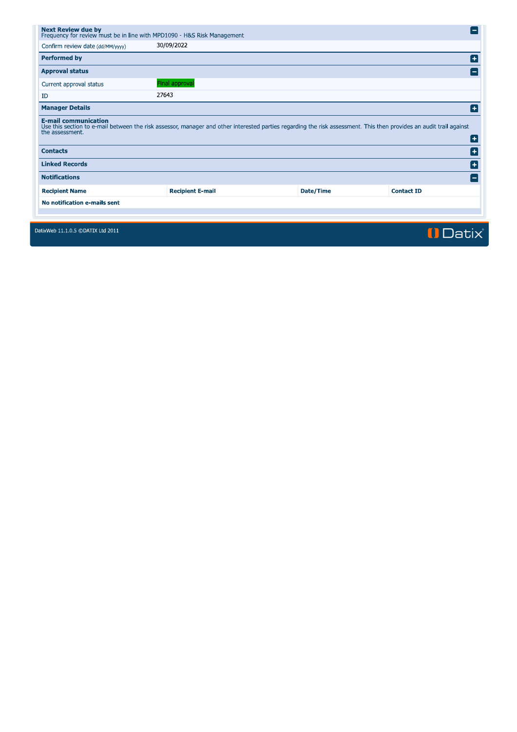**Next Review due by**
Frequency for review must be in line with MPD1090 - H&S Risk Management

| | |
|---|---|
| Confirm review date (dd/MM/yyyy) | 30/09/2022 |

**Performed by**

**Approval status**

| | |
|---|---|
| Current approval status | Final approval |
| ID | 27643 |

**Manager Details**

**E-mail communication**
Use this section to e-mail between the risk assessor, manager and other interested parties regarding the risk assessment. This then provides an audit trail against the assessment.

**Contacts**

**Linked Records**

**Notifications**

| Recipient Name | Recipient E-mail | Date/Time | Contact ID |
|---|---|---|---|
| **No notification e-mails sent** | | | |

DatixWeb 11.1.0.5 ©DATIX Ltd 2011

Datix®